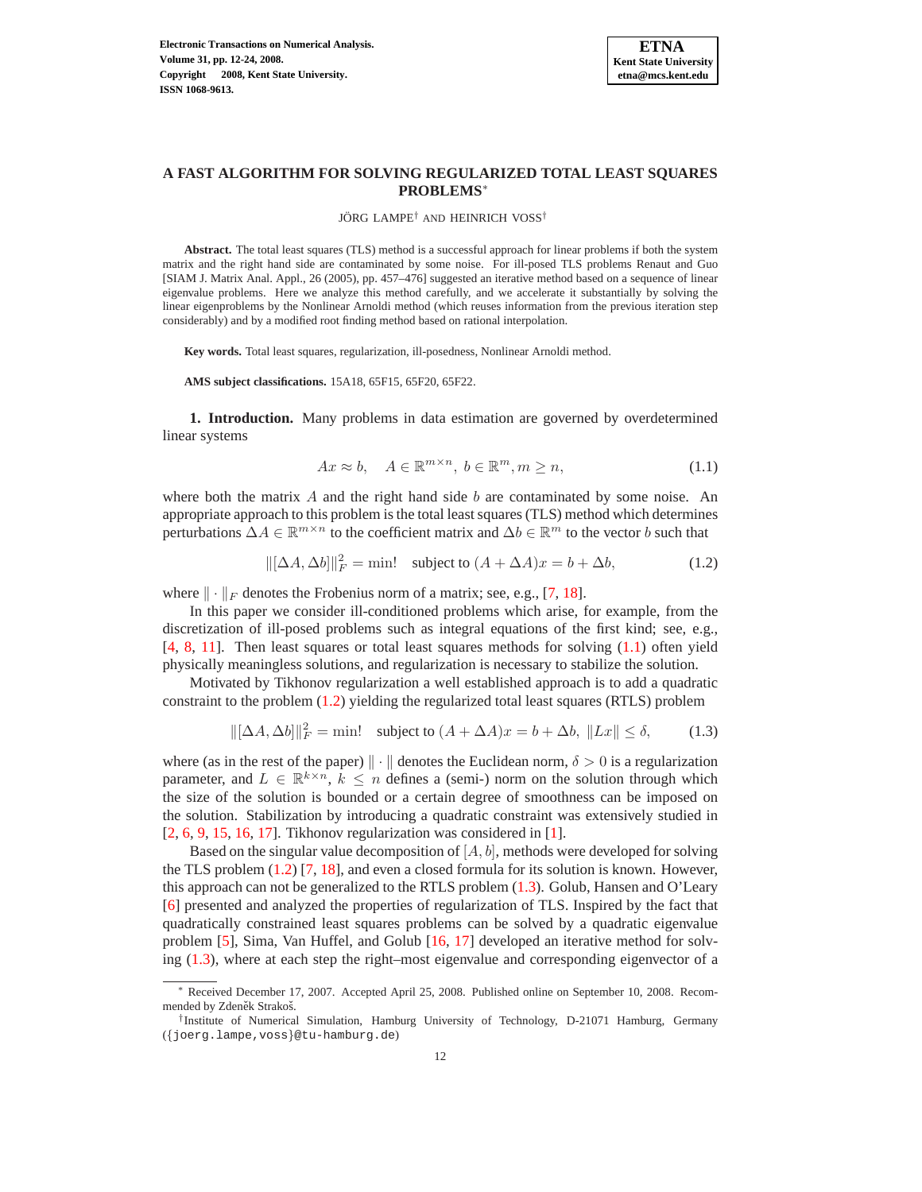# A FAST ALGORITHM FOR SOLVING REGULARIZED TOTAL LEAST SQUARES PROBLEMS*

JÖRG LAMPE† AND HEINRICH VOSS†

**Abstract.** The total least squares (TLS) method is a successful approach for linear problems if both the system matrix and the right hand side are contaminated by some noise. For ill-posed TLS problems Renaut and Guo [SIAM J. Matrix Anal. Appl., 26 (2005), pp. 457–476] suggested an iterative method based on a sequence of linear eigenvalue problems. Here we analyze this method carefully, and we accelerate it substantially by solving the linear eigenproblems by the Nonlinear Arnoldi method (which reuses information from the previous iteration step considerably) and by a modified root finding method based on rational interpolation.

**Key words.** Total least squares, regularization, ill-posedness, Nonlinear Arnoldi method.

**AMS subject classifications.** 15A18, 65F15, 65F20, 65F22.

## 1. Introduction.

Many problems in data estimation are governed by overdetermined linear systems

$$Ax \approx b, \quad A \in \mathbb{R}^{m\times n},\ b \in \mathbb{R}^m, m \geq n, \tag{1.1}$$

where both the matrix $A$ and the right hand side $b$ are contaminated by some noise. An appropriate approach to this problem is the total least squares (TLS) method which determines perturbations $\Delta A \in \mathbb{R}^{m\times n}$ to the coefficient matrix and $\Delta b \in \mathbb{R}^m$ to the vector $b$ such that

$$\|[\Delta A, \Delta b]\|_F^2 = \min! \quad \text{subject to } (A + \Delta A)x = b + \Delta b, \tag{1.2}$$

where $\|\cdot\|_F$ denotes the Frobenius norm of a matrix; see, e.g., [7, 18].

In this paper we consider ill-conditioned problems which arise, for example, from the discretization of ill-posed problems such as integral equations of the first kind; see, e.g., [4, 8, 11]. Then least squares or total least squares methods for solving (1.1) often yield physically meaningless solutions, and regularization is necessary to stabilize the solution.

Motivated by Tikhonov regularization a well established approach is to add a quadratic constraint to the problem (1.2) yielding the regularized total least squares (RTLS) problem

$$\|[\Delta A, \Delta b]\|_F^2 = \min! \quad \text{subject to } (A + \Delta A)x = b + \Delta b,\ \|Lx\| \leq \delta, \tag{1.3}$$

where (as in the rest of the paper) $\|\cdot\|$ denotes the Euclidean norm, $\delta > 0$ is a regularization parameter, and $L \in \mathbb{R}^{k\times n}$, $k \leq n$ defines a (semi-) norm on the solution through which the size of the solution is bounded or a certain degree of smoothness can be imposed on the solution. Stabilization by introducing a quadratic constraint was extensively studied in [2, 6, 9, 15, 16, 17]. Tikhonov regularization was considered in [1].

Based on the singular value decomposition of $[A, b]$, methods were developed for solving the TLS problem (1.2) [7, 18], and even a closed formula for its solution is known. However, this approach can not be generalized to the RTLS problem (1.3). Golub, Hansen and O'Leary [6] presented and analyzed the properties of regularization of TLS. Inspired by the fact that quadratically constrained least squares problems can be solved by a quadratic eigenvalue problem [5], Sima, Van Huffel, and Golub [16, 17] developed an iterative method for solving (1.3), where at each step the right–most eigenvalue and corresponding eigenvector of a

---

* Received December 17, 2007. Accepted April 25, 2008. Published online on September 10, 2008. Recommended by Zdeněk Strakoš.

†Institute of Numerical Simulation, Hamburg University of Technology, D-21071 Hamburg, Germany ({joerg.lampe,voss}@tu-hamburg.de)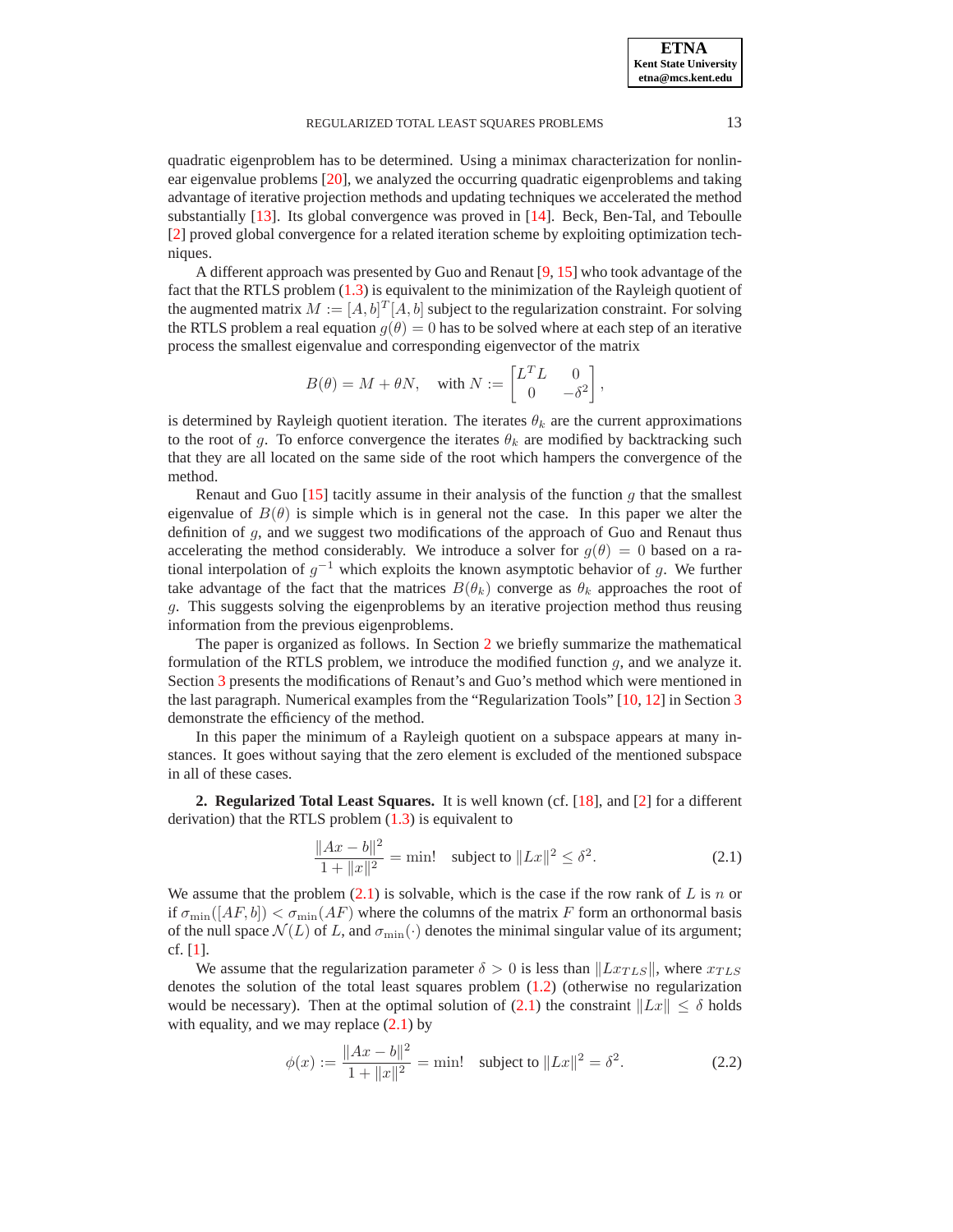quadratic eigenproblem has to be determined. Using a minimax characterization for nonlinear eigenvalue problems [20], we analyzed the occurring quadratic eigenproblems and taking advantage of iterative projection methods and updating techniques we accelerated the method substantially [13]. Its global convergence was proved in [14]. Beck, Ben-Tal, and Teboulle [2] proved global convergence for a related iteration scheme by exploiting optimization techniques.

A different approach was presented by Guo and Renaut [9, 15] who took advantage of the fact that the RTLS problem (1.3) is equivalent to the minimization of the Rayleigh quotient of the augmented matrix $M := [A, b]^T [A, b]$ subject to the regularization constraint. For solving the RTLS problem a real equation $g(\theta) = 0$ has to be solved where at each step of an iterative process the smallest eigenvalue and corresponding eigenvector of the matrix

$$B(\theta) = M + \theta N, \quad \text{with } N := \begin{bmatrix} L^T L & 0 \\ 0 & -\delta^2 \end{bmatrix},$$

is determined by Rayleigh quotient iteration. The iterates $\theta_k$ are the current approximations to the root of $g$. To enforce convergence the iterates $\theta_k$ are modified by backtracking such that they are all located on the same side of the root which hampers the convergence of the method.

Renaut and Guo [15] tacitly assume in their analysis of the function $g$ that the smallest eigenvalue of $B(\theta)$ is simple which is in general not the case. In this paper we alter the definition of $g$, and we suggest two modifications of the approach of Guo and Renaut thus accelerating the method considerably. We introduce a solver for $g(\theta) = 0$ based on a rational interpolation of $g^{-1}$ which exploits the known asymptotic behavior of $g$. We further take advantage of the fact that the matrices $B(\theta_k)$ converge as $\theta_k$ approaches the root of $g$. This suggests solving the eigenproblems by an iterative projection method thus reusing information from the previous eigenproblems.

The paper is organized as follows. In Section 2 we briefly summarize the mathematical formulation of the RTLS problem, we introduce the modified function $g$, and we analyze it. Section 3 presents the modifications of Renaut's and Guo's method which were mentioned in the last paragraph. Numerical examples from the "Regularization Tools" [10, 12] in Section 3 demonstrate the efficiency of the method.

In this paper the minimum of a Rayleigh quotient on a subspace appears at many instances. It goes without saying that the zero element is excluded of the mentioned subspace in all of these cases.

## 2. Regularized Total Least Squares.

It is well known (cf. [18], and [2] for a different derivation) that the RTLS problem (1.3) is equivalent to

$$\frac{\|Ax - b\|^2}{1 + \|x\|^2} = \min! \quad \text{subject to } \|Lx\|^2 \leq \delta^2. \tag{2.1}$$

We assume that the problem (2.1) is solvable, which is the case if the row rank of $L$ is $n$ or if $\sigma_{\min}([AF, b]) < \sigma_{\min}(AF)$ where the columns of the matrix $F$ form an orthonormal basis of the null space $\mathcal{N}(L)$ of $L$, and $\sigma_{\min}(\cdot)$ denotes the minimal singular value of its argument; cf. [1].

We assume that the regularization parameter $\delta > 0$ is less than $\|Lx_{TLS}\|$, where $x_{TLS}$ denotes the solution of the total least squares problem (1.2) (otherwise no regularization would be necessary). Then at the optimal solution of (2.1) the constraint $\|Lx\| \leq \delta$ holds with equality, and we may replace (2.1) by

$$\phi(x) := \frac{\|Ax - b\|^2}{1 + \|x\|^2} = \min! \quad \text{subject to } \|Lx\|^2 = \delta^2. \tag{2.2}$$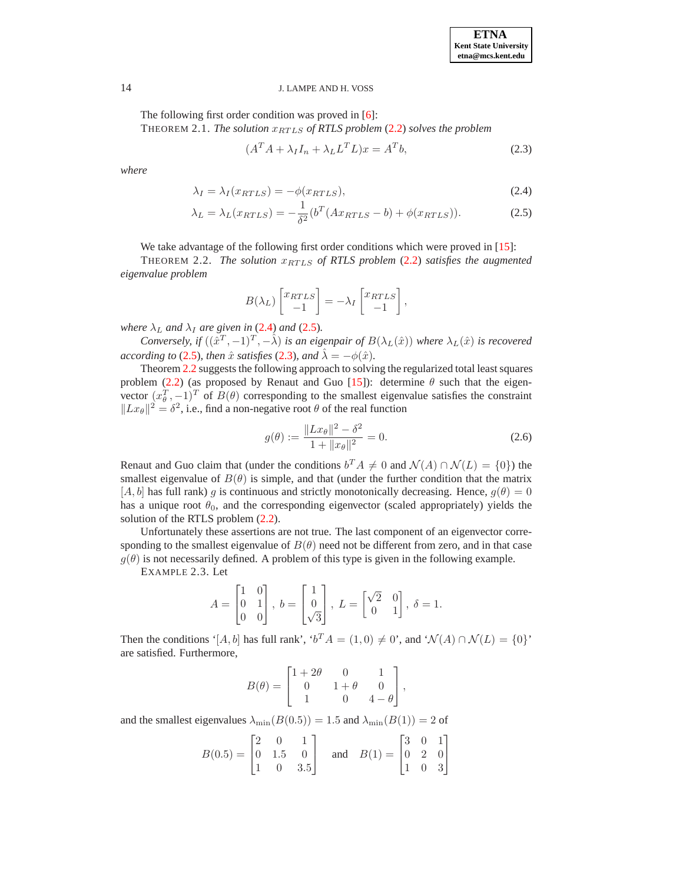The following first order condition was proved in [6]:

THEOREM 2.1. *The solution $x_{RTLS}$ of RTLS problem (2.2) solves the problem*

$$(A^TA + \lambda_I I_n + \lambda_L L^T L)x = A^T b, \tag{2.3}$$

*where*

$$\lambda_I = \lambda_I(x_{RTLS}) = -\phi(x_{RTLS}), \tag{2.4}$$

$$\lambda_L = \lambda_L(x_{RTLS}) = -\frac{1}{\delta^2}(b^T(Ax_{RTLS} - b) + \phi(x_{RTLS})). \tag{2.5}$$

We take advantage of the following first order conditions which were proved in [15]:

THEOREM 2.2. *The solution $x_{RTLS}$ of RTLS problem (2.2) satisfies the augmented eigenvalue problem*

$$B(\lambda_L)\begin{bmatrix} x_{RTLS} \\ -1 \end{bmatrix} = -\lambda_I \begin{bmatrix} x_{RTLS} \\ -1 \end{bmatrix},$$

*where $\lambda_L$ and $\lambda_I$ are given in (2.4) and (2.5).*

*Conversely, if $((\hat{x}^T, -1)^T, -\hat{\lambda})$ is an eigenpair of $B(\lambda_L(\hat{x}))$ where $\lambda_L(\hat{x})$ is recovered according to (2.5), then $\hat{x}$ satisfies (2.3), and $\hat{\lambda} = -\phi(\hat{x})$.*

Theorem 2.2 suggests the following approach to solving the regularized total least squares problem (2.2) (as proposed by Renaut and Guo [15]): determine $\theta$ such that the eigenvector $(x_\theta^T, -1)^T$ of $B(\theta)$ corresponding to the smallest eigenvalue satisfies the constraint $\|Lx_\theta\|^2 = \delta^2$, i.e., find a non-negative root $\theta$ of the real function

$$g(\theta) := \frac{\|Lx_\theta\|^2 - \delta^2}{1 + \|x_\theta\|^2} = 0. \tag{2.6}$$

Renaut and Guo claim that (under the conditions $b^TA \neq 0$ and $\mathcal{N}(A) \cap \mathcal{N}(L) = \{0\}$) the smallest eigenvalue of $B(\theta)$ is simple, and that (under the further condition that the matrix $[A, b]$ has full rank) $g$ is continuous and strictly monotonically decreasing. Hence, $g(\theta) = 0$ has a unique root $\theta_0$, and the corresponding eigenvector (scaled appropriately) yields the solution of the RTLS problem (2.2).

Unfortunately these assertions are not true. The last component of an eigenvector corresponding to the smallest eigenvalue of $B(\theta)$ need not be different from zero, and in that case $g(\theta)$ is not necessarily defined. A problem of this type is given in the following example.

EXAMPLE 2.3. Let

$$A = \begin{bmatrix} 1 & 0 \\ 0 & 1 \\ 0 & 0 \end{bmatrix}, \; b = \begin{bmatrix} 1 \\ 0 \\ \sqrt{3} \end{bmatrix}, \; L = \begin{bmatrix} \sqrt{2} & 0 \\ 0 & 1 \end{bmatrix}, \; \delta = 1.$$

Then the conditions '$[A, b]$ has full rank', '$b^TA = (1, 0) \neq 0$', and '$\mathcal{N}(A) \cap \mathcal{N}(L) = \{0\}$' are satisfied. Furthermore,

$$B(\theta) = \begin{bmatrix} 1 + 2\theta & 0 & 1 \\ 0 & 1 + \theta & 0 \\ 1 & 0 & 4 - \theta \end{bmatrix},$$

and the smallest eigenvalues $\lambda_{\min}(B(0.5)) = 1.5$ and $\lambda_{\min}(B(1)) = 2$ of

$$B(0.5) = \begin{bmatrix} 2 & 0 & 1 \\ 0 & 1.5 & 0 \\ 1 & 0 & 3.5 \end{bmatrix} \quad \text{and} \quad B(1) = \begin{bmatrix} 3 & 0 & 1 \\ 0 & 2 & 0 \\ 1 & 0 & 3 \end{bmatrix}$$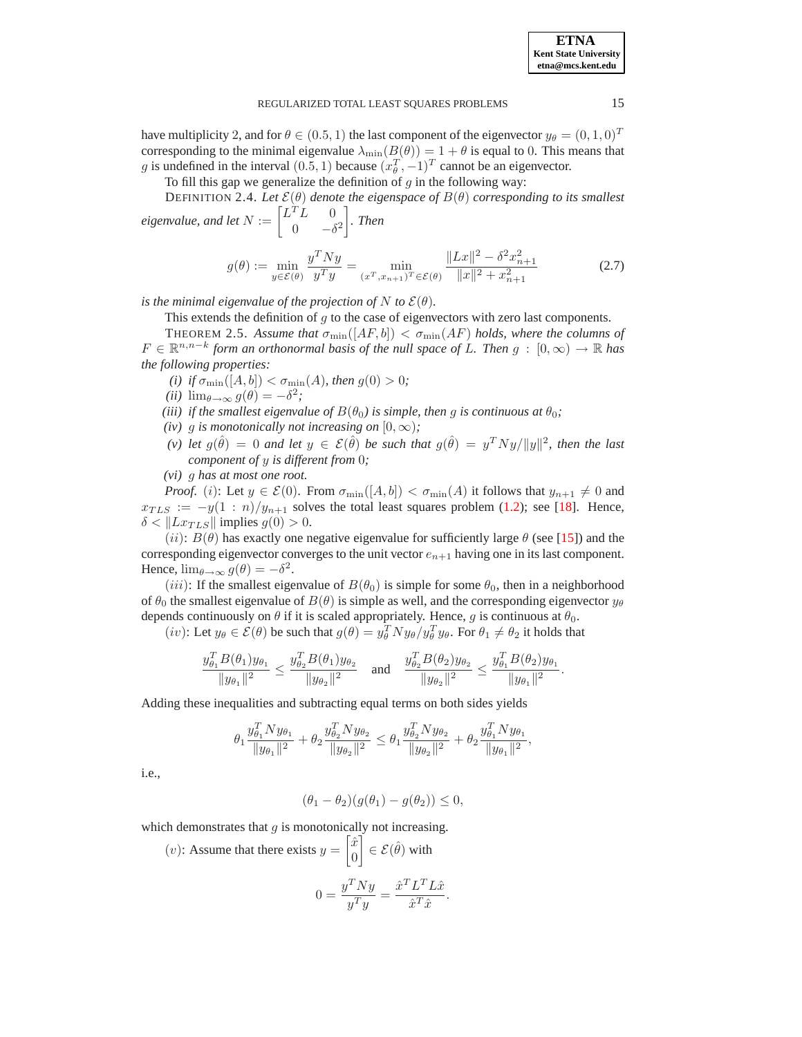have multiplicity 2, and for $\theta \in (0.5, 1)$ the last component of the eigenvector $y_\theta = (0, 1, 0)^T$ corresponding to the minimal eigenvalue $\lambda_{\min}(B(\theta)) = 1 + \theta$ is equal to 0. This means that $g$ is undefined in the interval $(0.5, 1)$ because $(x_\theta^T, -1)^T$ cannot be an eigenvector.

To fill this gap we generalize the definition of $g$ in the following way:

DEFINITION 2.4. *Let $\mathcal{E}(\theta)$ denote the eigenspace of $B(\theta)$ corresponding to its smallest eigenvalue, and let $N := \begin{bmatrix} L^T L & 0 \\ 0 & -\delta^2 \end{bmatrix}$. Then*

$$g(\theta) := \min_{y \in \mathcal{E}(\theta)} \frac{y^T N y}{y^T y} = \min_{(x^T, x_{n+1})^T \in \mathcal{E}(\theta)} \frac{\|Lx\|^2 - \delta^2 x_{n+1}^2}{\|x\|^2 + x_{n+1}^2} \tag{2.7}$$

*is the minimal eigenvalue of the projection of $N$ to $\mathcal{E}(\theta)$.*

This extends the definition of $g$ to the case of eigenvectors with zero last components.

THEOREM 2.5. *Assume that $\sigma_{\min}([AF, b]) < \sigma_{\min}(AF)$ holds, where the columns of $F \in \mathbb{R}^{n, n-k}$ form an orthonormal basis of the null space of $L$. Then $g : [0, \infty) \to \mathbb{R}$ has the following properties:*

*(i) if $\sigma_{\min}([A, b]) < \sigma_{\min}(A)$, then $g(0) > 0$;*
*(ii) $\lim_{\theta \to \infty} g(\theta) = -\delta^2$;*
*(iii) if the smallest eigenvalue of $B(\theta_0)$ is simple, then $g$ is continuous at $\theta_0$;*
*(iv) $g$ is monotonically not increasing on $[0, \infty)$;*
*(v) let $g(\hat{\theta}) = 0$ and let $y \in \mathcal{E}(\hat{\theta})$ be such that $g(\hat{\theta}) = y^T N y / \|y\|^2$, then the last component of $y$ is different from 0;*
*(vi) $g$ has at most one root.*

*Proof.* $(i)$: Let $y \in \mathcal{E}(0)$. From $\sigma_{\min}([A, b]) < \sigma_{\min}(A)$ it follows that $y_{n+1} \neq 0$ and $x_{TLS} := -y(1 : n)/y_{n+1}$ solves the total least squares problem (1.2); see [18]. Hence, $\delta < \|Lx_{TLS}\|$ implies $g(0) > 0$.

$(ii)$: $B(\theta)$ has exactly one negative eigenvalue for sufficiently large $\theta$ (see [15]) and the corresponding eigenvector converges to the unit vector $e_{n+1}$ having one in its last component. Hence, $\lim_{\theta \to \infty} g(\theta) = -\delta^2$.

$(iii)$: If the smallest eigenvalue of $B(\theta_0)$ is simple for some $\theta_0$, then in a neighborhood of $\theta_0$ the smallest eigenvalue of $B(\theta)$ is simple as well, and the corresponding eigenvector $y_\theta$ depends continuously on $\theta$ if it is scaled appropriately. Hence, $g$ is continuous at $\theta_0$.

$(iv)$: Let $y_\theta \in \mathcal{E}(\theta)$ be such that $g(\theta) = y_\theta^T N y_\theta / y_\theta^T y_\theta$. For $\theta_1 \neq \theta_2$ it holds that

$$\frac{y_{\theta_1}^T B(\theta_1) y_{\theta_1}}{\|y_{\theta_1}\|^2} \leq \frac{y_{\theta_2}^T B(\theta_1) y_{\theta_2}}{\|y_{\theta_2}\|^2} \quad \text{and} \quad \frac{y_{\theta_2}^T B(\theta_2) y_{\theta_2}}{\|y_{\theta_2}\|^2} \leq \frac{y_{\theta_1}^T B(\theta_2) y_{\theta_1}}{\|y_{\theta_1}\|^2}.$$

Adding these inequalities and subtracting equal terms on both sides yields

$$\theta_1 \frac{y_{\theta_1}^T N y_{\theta_1}}{\|y_{\theta_1}\|^2} + \theta_2 \frac{y_{\theta_2}^T N y_{\theta_2}}{\|y_{\theta_2}\|^2} \leq \theta_1 \frac{y_{\theta_2}^T N y_{\theta_2}}{\|y_{\theta_2}\|^2} + \theta_2 \frac{y_{\theta_1}^T N y_{\theta_1}}{\|y_{\theta_1}\|^2},$$

i.e.,

$$(\theta_1 - \theta_2)(g(\theta_1) - g(\theta_2)) \leq 0,$$

which demonstrates that $g$ is monotonically not increasing.

$(v)$: Assume that there exists $y = \begin{bmatrix} \hat{x} \\ 0 \end{bmatrix} \in \mathcal{E}(\hat{\theta})$ with

$$0 = \frac{y^T N y}{y^T y} = \frac{\hat{x}^T L^T L \hat{x}}{\hat{x}^T \hat{x}}.$$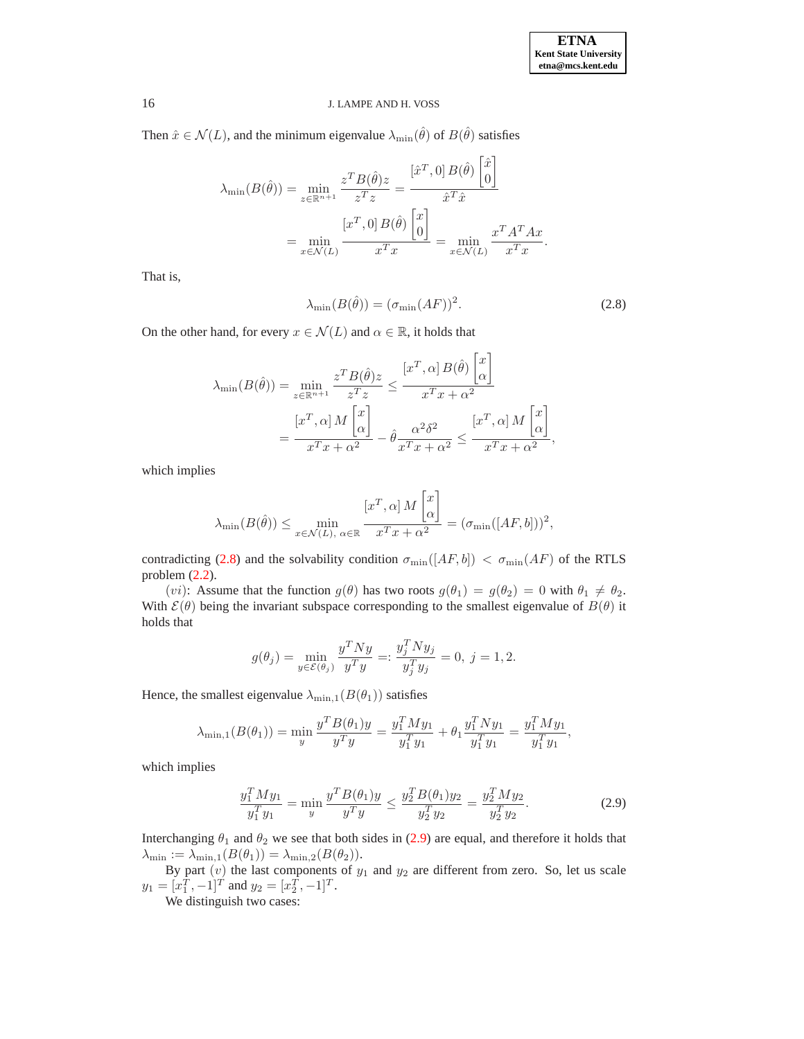Then $\hat{x} \in \mathcal{N}(L)$, and the minimum eigenvalue $\lambda_{\min}(\hat{\theta})$ of $B(\hat{\theta})$ satisfies

$$\lambda_{\min}(B(\hat{\theta})) = \min_{z \in \mathbb{R}^{n+1}} \frac{z^T B(\hat{\theta}) z}{z^T z} = \frac{[\hat{x}^T, 0] \, B(\hat{\theta}) \begin{bmatrix} \hat{x} \\ 0 \end{bmatrix}}{\hat{x}^T \hat{x}}$$

$$= \min_{x \in \mathcal{N}(L)} \frac{[x^T, 0] \, B(\hat{\theta}) \begin{bmatrix} x \\ 0 \end{bmatrix}}{x^T x} = \min_{x \in \mathcal{N}(L)} \frac{x^T A^T A x}{x^T x}.$$

That is,

$$\lambda_{\min}(B(\hat{\theta})) = (\sigma_{\min}(AF))^2. \tag{2.8}$$

On the other hand, for every $x \in \mathcal{N}(L)$ and $\alpha \in \mathbb{R}$, it holds that

$$\lambda_{\min}(B(\hat{\theta})) = \min_{z \in \mathbb{R}^{n+1}} \frac{z^T B(\hat{\theta}) z}{z^T z} \leq \frac{[x^T, \alpha] \, B(\hat{\theta}) \begin{bmatrix} x \\ \alpha \end{bmatrix}}{x^T x + \alpha^2}$$

$$= \frac{[x^T, \alpha] \, M \begin{bmatrix} x \\ \alpha \end{bmatrix}}{x^T x + \alpha^2} - \hat{\theta} \frac{\alpha^2 \delta^2}{x^T x + \alpha^2} \leq \frac{[x^T, \alpha] \, M \begin{bmatrix} x \\ \alpha \end{bmatrix}}{x^T x + \alpha^2},$$

which implies

$$\lambda_{\min}(B(\hat{\theta})) \leq \min_{x \in \mathcal{N}(L), \, \alpha \in \mathbb{R}} \frac{[x^T, \alpha] \, M \begin{bmatrix} x \\ \alpha \end{bmatrix}}{x^T x + \alpha^2} = (\sigma_{\min}([AF, b]))^2,$$

contradicting (2.8) and the solvability condition $\sigma_{\min}([AF, b]) < \sigma_{\min}(AF)$ of the RTLS problem (2.2).

$(vi)$: Assume that the function $g(\theta)$ has two roots $g(\theta_1) = g(\theta_2) = 0$ with $\theta_1 \neq \theta_2$. With $\mathcal{E}(\theta)$ being the invariant subspace corresponding to the smallest eigenvalue of $B(\theta)$ it holds that

$$g(\theta_j) = \min_{y \in \mathcal{E}(\theta_j)} \frac{y^T N y}{y^T y} =: \frac{y_j^T N y_j}{y_j^T y_j} = 0, \; j = 1, 2.$$

Hence, the smallest eigenvalue $\lambda_{\min,1}(B(\theta_1))$ satisfies

$$\lambda_{\min,1}(B(\theta_1)) = \min_y \frac{y^T B(\theta_1) y}{y^T y} = \frac{y_1^T M y_1}{y_1^T y_1} + \theta_1 \frac{y_1^T N y_1}{y_1^T y_1} = \frac{y_1^T M y_1}{y_1^T y_1},$$

which implies

$$\frac{y_1^T M y_1}{y_1^T y_1} = \min_y \frac{y^T B(\theta_1) y}{y^T y} \leq \frac{y_2^T B(\theta_1) y_2}{y_2^T y_2} = \frac{y_2^T M y_2}{y_2^T y_2}. \tag{2.9}$$

Interchanging $\theta_1$ and $\theta_2$ we see that both sides in (2.9) are equal, and therefore it holds that $\lambda_{\min} := \lambda_{\min,1}(B(\theta_1)) = \lambda_{\min,2}(B(\theta_2))$.

By part $(v)$ the last components of $y_1$ and $y_2$ are different from zero. So, let us scale $y_1 = [x_1^T, -1]^T$ and $y_2 = [x_2^T, -1]^T$.

We distinguish two cases: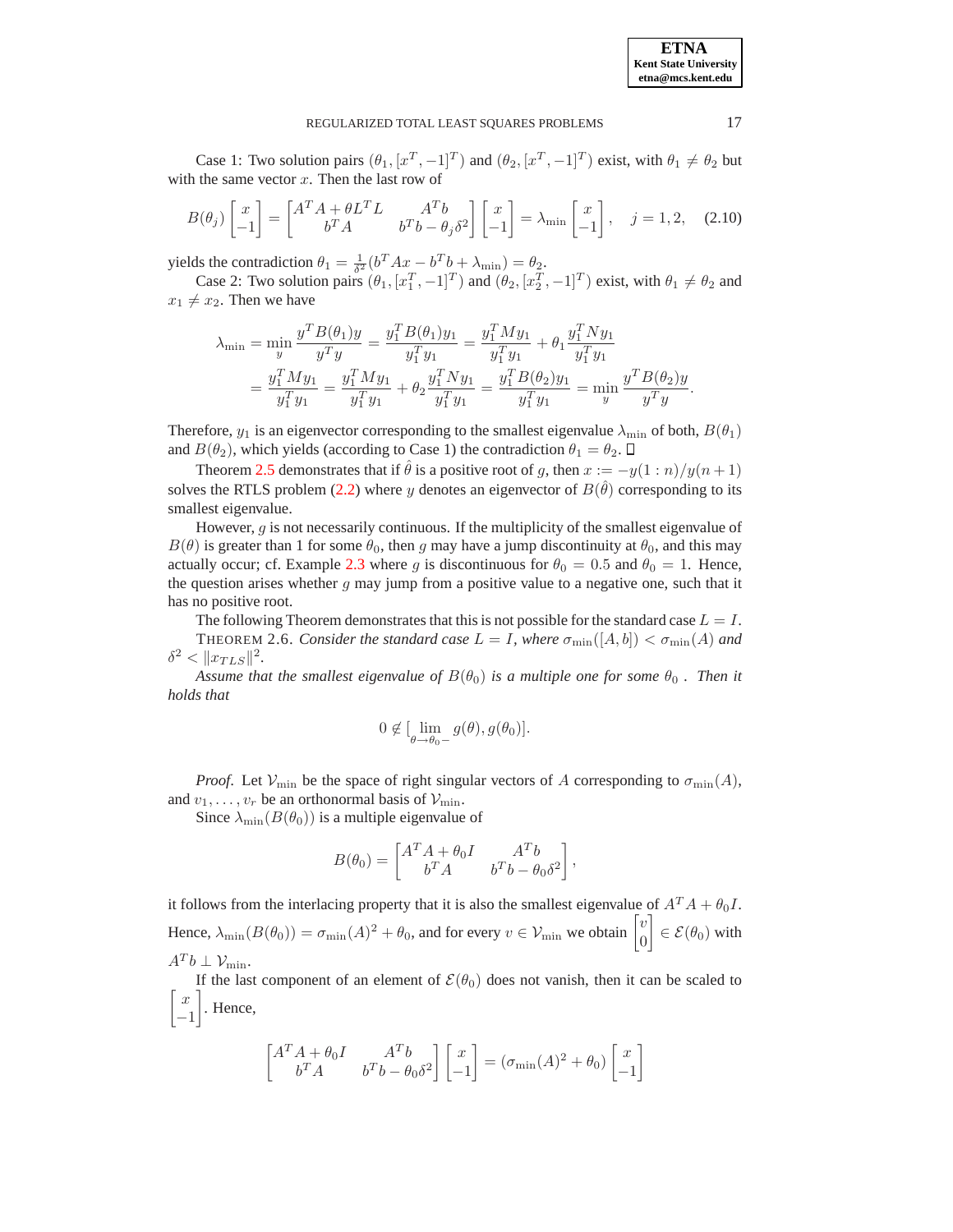Case 1: Two solution pairs $(\theta_1, [x^T, -1]^T)$ and $(\theta_2, [x^T, -1]^T)$ exist, with $\theta_1 \neq \theta_2$ but with the same vector $x$. Then the last row of

$$B(\theta_j) \begin{bmatrix} x \\ -1 \end{bmatrix} = \begin{bmatrix} A^T A + \theta L^T L & A^T b \\ b^T A & b^T b - \theta_j \delta^2 \end{bmatrix} \begin{bmatrix} x \\ -1 \end{bmatrix} = \lambda_{\min} \begin{bmatrix} x \\ -1 \end{bmatrix}, \quad j = 1, 2, \tag{2.10}$$

yields the contradiction $\theta_1 = \frac{1}{\delta^2}(b^T Ax - b^T b + \lambda_{\min}) = \theta_2$.

Case 2: Two solution pairs $(\theta_1, [x_1^T, -1]^T)$ and $(\theta_2, [x_2^T, -1]^T)$ exist, with $\theta_1 \neq \theta_2$ and $x_1 \neq x_2$. Then we have

$$\begin{aligned} \lambda_{\min} &= \min_y \frac{y^T B(\theta_1) y}{y^T y} = \frac{y_1^T B(\theta_1) y_1}{y_1^T y_1} = \frac{y_1^T M y_1}{y_1^T y_1} + \theta_1 \frac{y_1^T N y_1}{y_1^T y_1} \\ &= \frac{y_1^T M y_1}{y_1^T y_1} = \frac{y_1^T M y_1}{y_1^T y_1} + \theta_2 \frac{y_1^T N y_1}{y_1^T y_1} = \frac{y_1^T B(\theta_2) y_1}{y_1^T y_1} = \min_y \frac{y^T B(\theta_2) y}{y^T y}. \end{aligned}$$

Therefore, $y_1$ is an eigenvector corresponding to the smallest eigenvalue $\lambda_{\min}$ of both, $B(\theta_1)$ and $B(\theta_2)$, which yields (according to Case 1) the contradiction $\theta_1 = \theta_2$. □

Theorem 2.5 demonstrates that if $\hat{\theta}$ is a positive root of $g$, then $x := -y(1:n)/y(n+1)$ solves the RTLS problem (2.2) where $y$ denotes an eigenvector of $B(\hat{\theta})$ corresponding to its smallest eigenvalue.

However, $g$ is not necessarily continuous. If the multiplicity of the smallest eigenvalue of $B(\theta)$ is greater than 1 for some $\theta_0$, then $g$ may have a jump discontinuity at $\theta_0$, and this may actually occur; cf. Example 2.3 where $g$ is discontinuous for $\theta_0 = 0.5$ and $\theta_0 = 1$. Hence, the question arises whether $g$ may jump from a positive value to a negative one, such that it has no positive root.

The following Theorem demonstrates that this is not possible for the standard case $L = I$.

THEOREM 2.6. *Consider the standard case $L = I$, where $\sigma_{\min}([A, b]) < \sigma_{\min}(A)$ and $\delta^2 < \|x_{TLS}\|^2$.*

*Assume that the smallest eigenvalue of $B(\theta_0)$ is a multiple one for some $\theta_0$ . Then it holds that*

$$0 \notin [\lim_{\theta \to \theta_0 -} g(\theta), g(\theta_0)].$$

*Proof.* Let $\mathcal{V}_{\min}$ be the space of right singular vectors of $A$ corresponding to $\sigma_{\min}(A)$, and $v_1, \ldots, v_r$ be an orthonormal basis of $\mathcal{V}_{\min}$.

Since $\lambda_{\min}(B(\theta_0))$ is a multiple eigenvalue of

$$B(\theta_0) = \begin{bmatrix} A^T A + \theta_0 I & A^T b \\ b^T A & b^T b - \theta_0 \delta^2 \end{bmatrix},$$

it follows from the interlacing property that it is also the smallest eigenvalue of $A^T A + \theta_0 I$. Hence, $\lambda_{\min}(B(\theta_0)) = \sigma_{\min}(A)^2 + \theta_0$, and for every $v \in \mathcal{V}_{\min}$ we obtain $\begin{bmatrix} v \\ 0 \end{bmatrix} \in \mathcal{E}(\theta_0)$ with $A^T b \perp \mathcal{V}_{\min}$.

If the last component of an element of $\mathcal{E}(\theta_0)$ does not vanish, then it can be scaled to $\begin{bmatrix} x \\ -1 \end{bmatrix}$. Hence,

$$\begin{bmatrix} A^T A + \theta_0 I & A^T b \\ b^T A & b^T b - \theta_0 \delta^2 \end{bmatrix} \begin{bmatrix} x \\ -1 \end{bmatrix} = (\sigma_{\min}(A)^2 + \theta_0) \begin{bmatrix} x \\ -1 \end{bmatrix}$$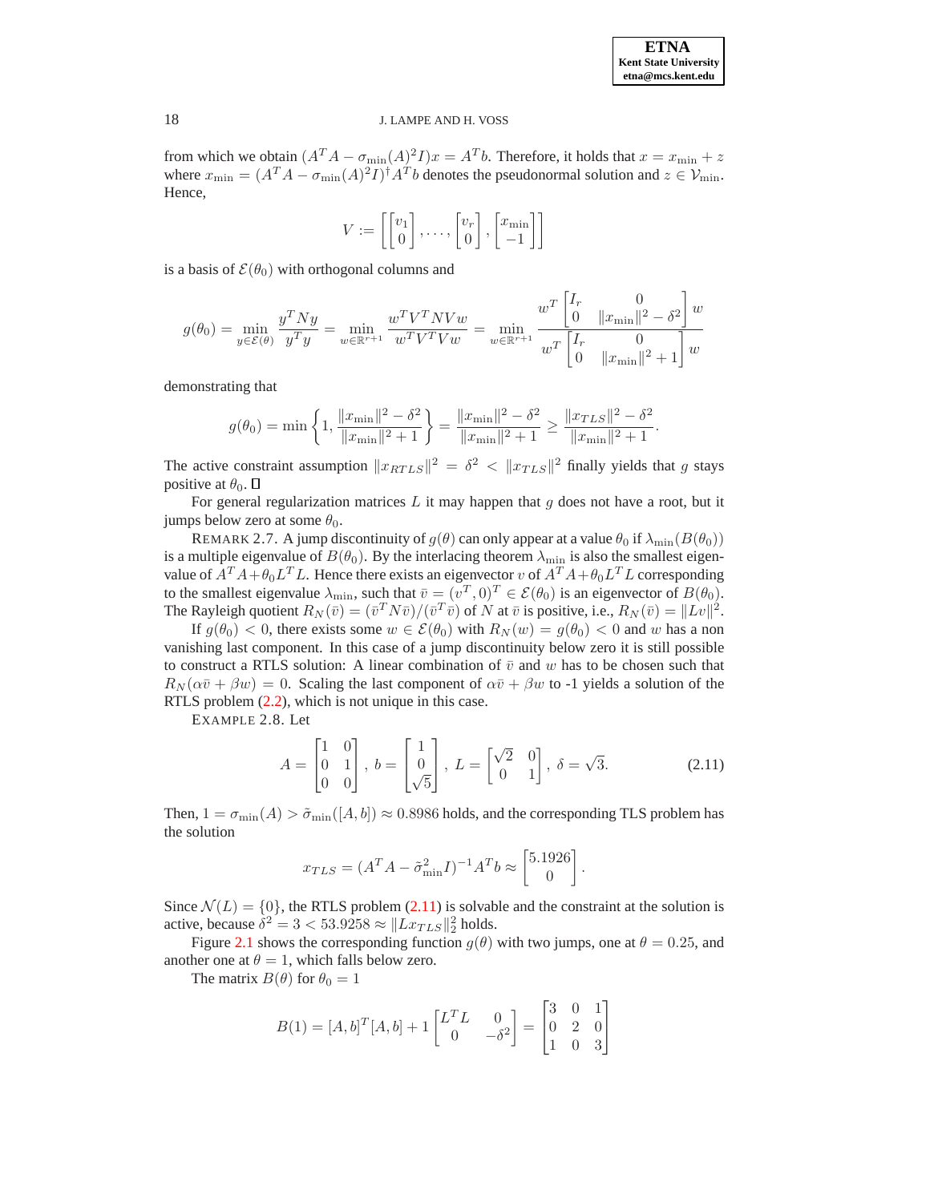from which we obtain $(A^TA - \sigma_{\min}(A)^2 I)x = A^Tb$. Therefore, it holds that $x = x_{\min} + z$ where $x_{\min} = (A^TA - \sigma_{\min}(A)^2 I)^\dagger A^T b$ denotes the pseudonormal solution and $z \in \mathcal{V}_{\min}$. Hence,

$$V := \left[ \begin{bmatrix} v_1 \\ 0 \end{bmatrix}, \ldots, \begin{bmatrix} v_r \\ 0 \end{bmatrix}, \begin{bmatrix} x_{\min} \\ -1 \end{bmatrix} \right]$$

is a basis of $\mathcal{E}(\theta_0)$ with orthogonal columns and

$$g(\theta_0) = \min_{y \in \mathcal{E}(\theta)} \frac{y^T N y}{y^T y} = \min_{w \in \mathbb{R}^{r+1}} \frac{w^T V^T N V w}{w^T V^T V w} = \min_{w \in \mathbb{R}^{r+1}} \frac{w^T \begin{bmatrix} I_r & 0 \\ 0 & \|x_{\min}\|^2 - \delta^2 \end{bmatrix} w}{w^T \begin{bmatrix} I_r & 0 \\ 0 & \|x_{\min}\|^2 + 1 \end{bmatrix} w}$$

demonstrating that

$$g(\theta_0) = \min\left\{1, \frac{\|x_{\min}\|^2 - \delta^2}{\|x_{\min}\|^2 + 1}\right\} = \frac{\|x_{\min}\|^2 - \delta^2}{\|x_{\min}\|^2 + 1} \geq \frac{\|x_{TLS}\|^2 - \delta^2}{\|x_{\min}\|^2 + 1}.$$

The active constraint assumption $\|x_{RTLS}\|^2 = \delta^2 < \|x_{TLS}\|^2$ finally yields that $g$ stays positive at $\theta_0$. $\square$

For general regularization matrices $L$ it may happen that $g$ does not have a root, but it jumps below zero at some $\theta_0$.

REMARK 2.7. A jump discontinuity of $g(\theta)$ can only appear at a value $\theta_0$ if $\lambda_{\min}(B(\theta_0))$ is a multiple eigenvalue of $B(\theta_0)$. By the interlacing theorem $\lambda_{\min}$ is also the smallest eigenvalue of $A^TA + \theta_0 L^T L$. Hence there exists an eigenvector $v$ of $A^TA + \theta_0 L^T L$ corresponding to the smallest eigenvalue $\lambda_{\min}$, such that $\bar{v} = (v^T, 0)^T \in \mathcal{E}(\theta_0)$ is an eigenvector of $B(\theta_0)$. The Rayleigh quotient $R_N(\bar{v}) = (\bar{v}^T N \bar{v})/(\bar{v}^T \bar{v})$ of $N$ at $\bar{v}$ is positive, i.e., $R_N(\bar{v}) = \|Lv\|^2$.

If $g(\theta_0) < 0$, there exists some $w \in \mathcal{E}(\theta_0)$ with $R_N(w) = g(\theta_0) < 0$ and $w$ has a non vanishing last component. In this case of a jump discontinuity below zero it is still possible to construct a RTLS solution: A linear combination of $\bar{v}$ and $w$ has to be chosen such that $R_N(\alpha\bar{v} + \beta w) = 0$. Scaling the last component of $\alpha\bar{v} + \beta w$ to -1 yields a solution of the RTLS problem (2.2), which is not unique in this case.

EXAMPLE 2.8. Let

$$A = \begin{bmatrix} 1 & 0 \\ 0 & 1 \\ 0 & 0 \end{bmatrix},\ b = \begin{bmatrix} 1 \\ 0 \\ \sqrt{5} \end{bmatrix},\ L = \begin{bmatrix} \sqrt{2} & 0 \\ 0 & 1 \end{bmatrix},\ \delta = \sqrt{3}. \tag{2.11}$$

Then, $1 = \sigma_{\min}(A) > \tilde{\sigma}_{\min}([A, b]) \approx 0.8986$ holds, and the corresponding TLS problem has the solution

$$x_{TLS} = (A^TA - \tilde{\sigma}_{\min}^2 I)^{-1} A^T b \approx \begin{bmatrix} 5.1926 \\ 0 \end{bmatrix}.$$

Since $\mathcal{N}(L) = \{0\}$, the RTLS problem (2.11) is solvable and the constraint at the solution is active, because $\delta^2 = 3 < 53.9258 \approx \|Lx_{TLS}\|_2^2$ holds.

Figure 2.1 shows the corresponding function $g(\theta)$ with two jumps, one at $\theta = 0.25$, and another one at $\theta = 1$, which falls below zero.

The matrix $B(\theta)$ for $\theta_0 = 1$

$$B(1) = [A, b]^T [A, b] + 1 \begin{bmatrix} L^T L & 0 \\ 0 & -\delta^2 \end{bmatrix} = \begin{bmatrix} 3 & 0 & 1 \\ 0 & 2 & 0 \\ 1 & 0 & 3 \end{bmatrix}$$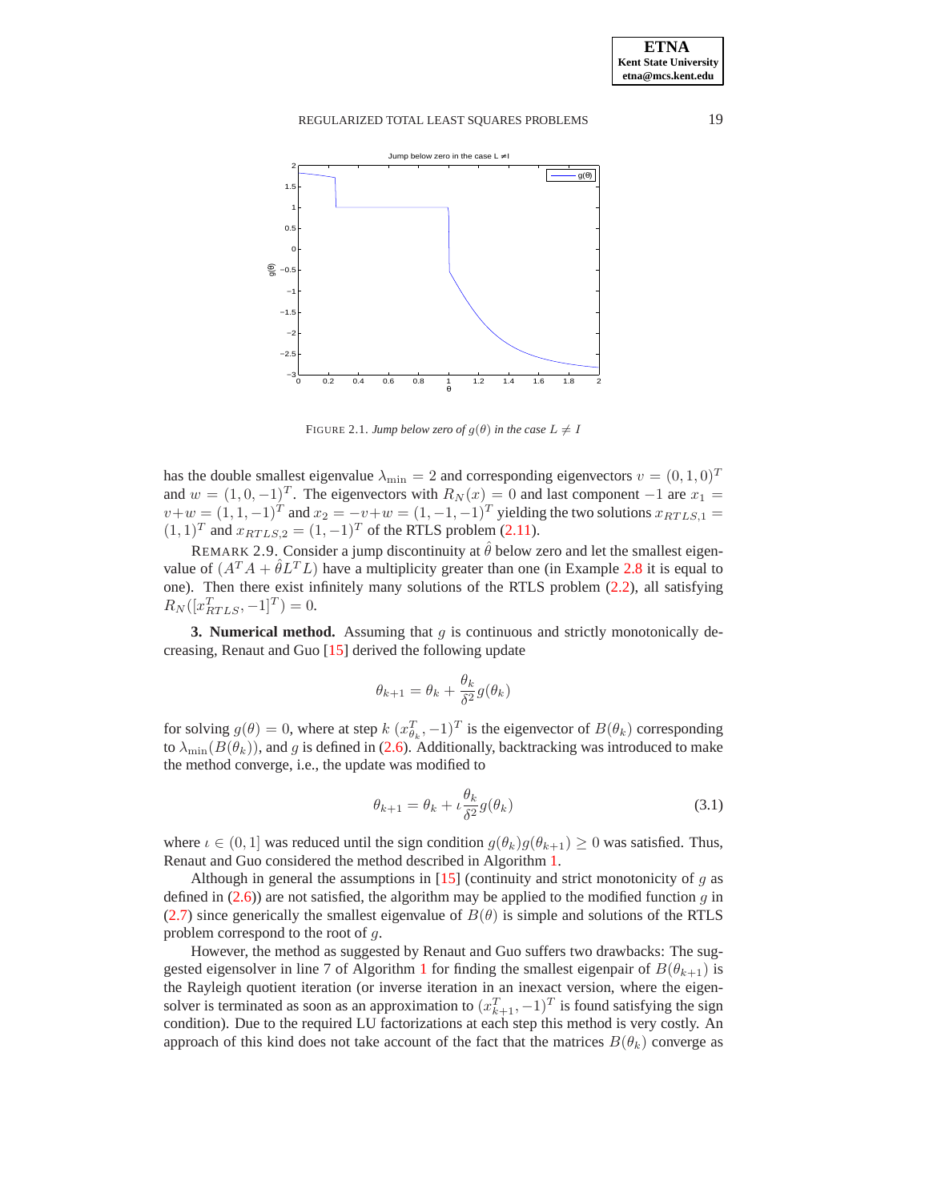FIGURE 2.1. *Jump below zero of $g(\theta)$ in the case $L \neq I$*

has the double smallest eigenvalue $\lambda_{\min} = 2$ and corresponding eigenvectors $v = (0, 1, 0)^T$ and $w = (1, 0, -1)^T$. The eigenvectors with $R_N(x) = 0$ and last component $-1$ are $x_1 = v+w = (1, 1, -1)^T$ and $x_2 = -v+w = (1, -1, -1)^T$ yielding the two solutions $x_{RTLS,1} = (1, 1)^T$ and $x_{RTLS,2} = (1, -1)^T$ of the RTLS problem (2.11).

REMARK 2.9. Consider a jump discontinuity at $\hat{\theta}$ below zero and let the smallest eigenvalue of $(A^T A + \hat{\theta} L^T L)$ have a multiplicity greater than one (in Example 2.8 it is equal to one). Then there exist infinitely many solutions of the RTLS problem (2.2), all satisfying $R_N([x_{RTLS}^T, -1]^T) = 0$.

**3. Numerical method.** Assuming that $g$ is continuous and strictly monotonically decreasing, Renaut and Guo [15] derived the following update

$$\theta_{k+1} = \theta_k + \frac{\theta_k}{\delta^2} g(\theta_k)$$

for solving $g(\theta) = 0$, where at step $k$ $(x_{\theta_k}^T, -1)^T$ is the eigenvector of $B(\theta_k)$ corresponding to $\lambda_{\min}(B(\theta_k))$, and $g$ is defined in (2.6). Additionally, backtracking was introduced to make the method converge, i.e., the update was modified to

$$\theta_{k+1} = \theta_k + \iota \frac{\theta_k}{\delta^2} g(\theta_k) \tag{3.1}$$

where $\iota \in (0, 1]$ was reduced until the sign condition $g(\theta_k) g(\theta_{k+1}) \geq 0$ was satisfied. Thus, Renaut and Guo considered the method described in Algorithm 1.

Although in general the assumptions in [15] (continuity and strict monotonicity of $g$ as defined in (2.6)) are not satisfied, the algorithm may be applied to the modified function $g$ in (2.7) since generically the smallest eigenvalue of $B(\theta)$ is simple and solutions of the RTLS problem correspond to the root of $g$.

However, the method as suggested by Renaut and Guo suffers two drawbacks: The suggested eigensolver in line 7 of Algorithm 1 for finding the smallest eigenpair of $B(\theta_{k+1})$ is the Rayleigh quotient iteration (or inverse iteration in an inexact version, where the eigensolver is terminated as soon as an approximation to $(x_{k+1}^T, -1)^T$ is found satisfying the sign condition). Due to the required LU factorizations at each step this method is very costly. An approach of this kind does not take account of the fact that the matrices $B(\theta_k)$ converge as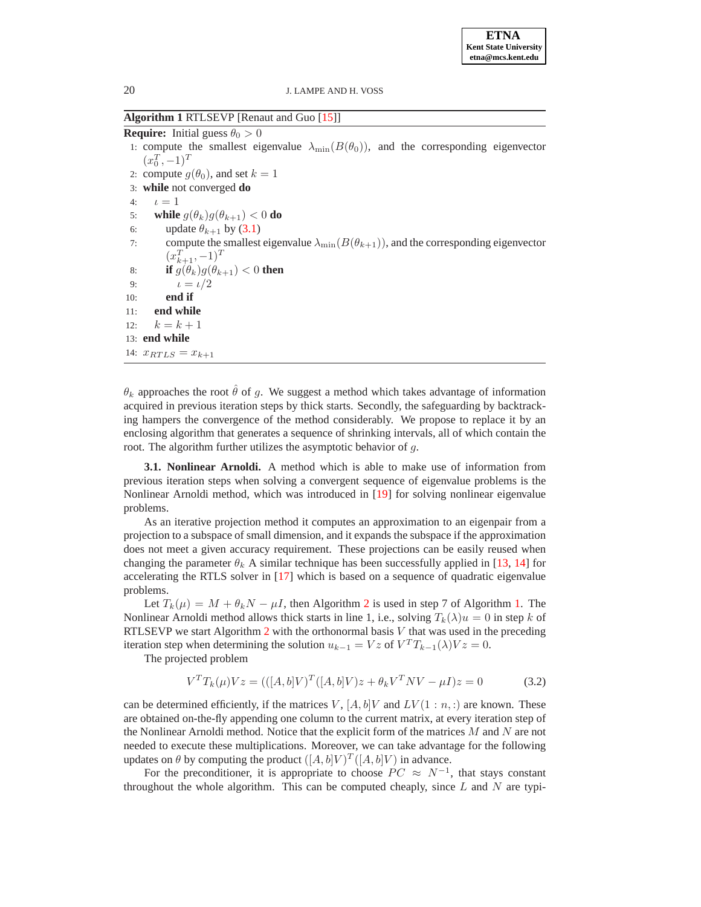**Algorithm 1** RTLSEVP [Renaut and Guo [15]]

**Require:** Initial guess $\theta_0 > 0$

1: compute the smallest eigenvalue $\lambda_{\min}(B(\theta_0))$, and the corresponding eigenvector $(x_0^T, -1)^T$
2: compute $g(\theta_0)$, and set $k = 1$
3: **while** not converged **do**
4: $\quad \iota = 1$
5: $\quad$ **while** $g(\theta_k)g(\theta_{k+1}) < 0$ **do**
6: $\quad\quad$ update $\theta_{k+1}$ by (3.1)
7: $\quad\quad$ compute the smallest eigenvalue $\lambda_{\min}(B(\theta_{k+1}))$, and the corresponding eigenvector $(x_{k+1}^T, -1)^T$
8: $\quad\quad$ **if** $g(\theta_k)g(\theta_{k+1}) < 0$ **then**
9: $\quad\quad\quad \iota = \iota/2$
10: $\quad\quad$ **end if**
11: $\quad$ **end while**
12: $\quad k = k + 1$
13: **end while**
14: $x_{RTLS} = x_{k+1}$

$\theta_k$ approaches the root $\hat{\theta}$ of $g$. We suggest a method which takes advantage of information acquired in previous iteration steps by thick starts. Secondly, the safeguarding by backtracking hampers the convergence of the method considerably. We propose to replace it by an enclosing algorithm that generates a sequence of shrinking intervals, all of which contain the root. The algorithm further utilizes the asymptotic behavior of $g$.

**3.1. Nonlinear Arnoldi.** A method which is able to make use of information from previous iteration steps when solving a convergent sequence of eigenvalue problems is the Nonlinear Arnoldi method, which was introduced in [19] for solving nonlinear eigenvalue problems.

As an iterative projection method it computes an approximation to an eigenpair from a projection to a subspace of small dimension, and it expands the subspace if the approximation does not meet a given accuracy requirement. These projections can be easily reused when changing the parameter $\theta_k$ A similar technique has been successfully applied in [13, 14] for accelerating the RTLS solver in [17] which is based on a sequence of quadratic eigenvalue problems.

Let $T_k(\mu) = M + \theta_k N - \mu I$, then Algorithm 2 is used in step 7 of Algorithm 1. The Nonlinear Arnoldi method allows thick starts in line 1, i.e., solving $T_k(\lambda)u = 0$ in step $k$ of RTLSEVP we start Algorithm 2 with the orthonormal basis $V$ that was used in the preceding iteration step when determining the solution $u_{k-1} = Vz$ of $V^T T_{k-1}(\lambda)Vz = 0$.

The projected problem

$$V^T T_k(\mu)Vz = (([A, b]V)^T([A, b]V)z + \theta_k V^T NV - \mu I)z = 0 \tag{3.2}$$

can be determined efficiently, if the matrices $V$, $[A, b]V$ and $LV(1 : n, :)$ are known. These are obtained on-the-fly appending one column to the current matrix, at every iteration step of the Nonlinear Arnoldi method. Notice that the explicit form of the matrices $M$ and $N$ are not needed to execute these multiplications. Moreover, we can take advantage for the following updates on $\theta$ by computing the product $([A, b]V)^T([A, b]V)$ in advance.

For the preconditioner, it is appropriate to choose $PC \approx N^{-1}$, that stays constant throughout the whole algorithm. This can be computed cheaply, since $L$ and $N$ are typi-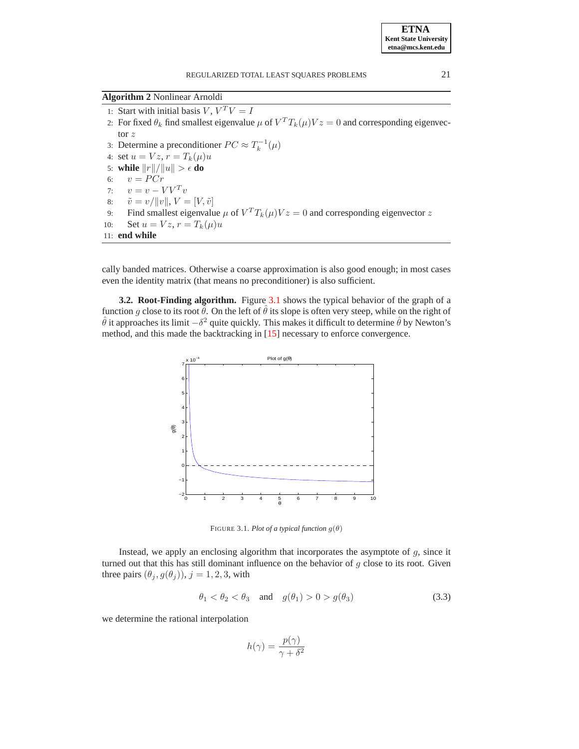**Algorithm 2** Nonlinear Arnoldi

1: Start with initial basis $V$, $V^T V = I$
2: For fixed $\theta_k$ find smallest eigenvalue $\mu$ of $V^T T_k(\mu) V z = 0$ and corresponding eigenvector $z$
3: Determine a preconditioner $PC \approx T_k^{-1}(\mu)$
4: set $u = Vz$, $r = T_k(\mu)u$
5: **while** $\|r\|/\|u\| > \epsilon$ **do**
6: $\quad v = PCr$
7: $\quad v = v - VV^T v$
8: $\quad \tilde{v} = v/\|v\|$, $V = [V, \tilde{v}]$
9: $\quad$ Find smallest eigenvalue $\mu$ of $V^T T_k(\mu) V z = 0$ and corresponding eigenvector $z$
10: $\quad$ Set $u = Vz$, $r = T_k(\mu)u$
11: **end while**

cally banded matrices. Otherwise a coarse approximation is also good enough; in most cases even the identity matrix (that means no preconditioner) is also sufficient.

**3.2. Root-Finding algorithm.** Figure 3.1 shows the typical behavior of the graph of a function $g$ close to its root $\hat{\theta}$. On the left of $\hat{\theta}$ its slope is often very steep, while on the right of $\hat{\theta}$ it approaches its limit $-\delta^2$ quite quickly. This makes it difficult to determine $\hat{\theta}$ by Newton's method, and this made the backtracking in [15] necessary to enforce convergence.

FIGURE 3.1. *Plot of a typical function* $g(\theta)$

Instead, we apply an enclosing algorithm that incorporates the asymptote of $g$, since it turned out that this has still dominant influence on the behavior of $g$ close to its root. Given three pairs $(\theta_j, g(\theta_j))$, $j = 1, 2, 3$, with

$$\theta_1 < \theta_2 < \theta_3 \quad \text{and} \quad g(\theta_1) > 0 > g(\theta_3) \tag{3.3}$$

we determine the rational interpolation

$$h(\gamma) = \frac{p(\gamma)}{\gamma + \delta^2}$$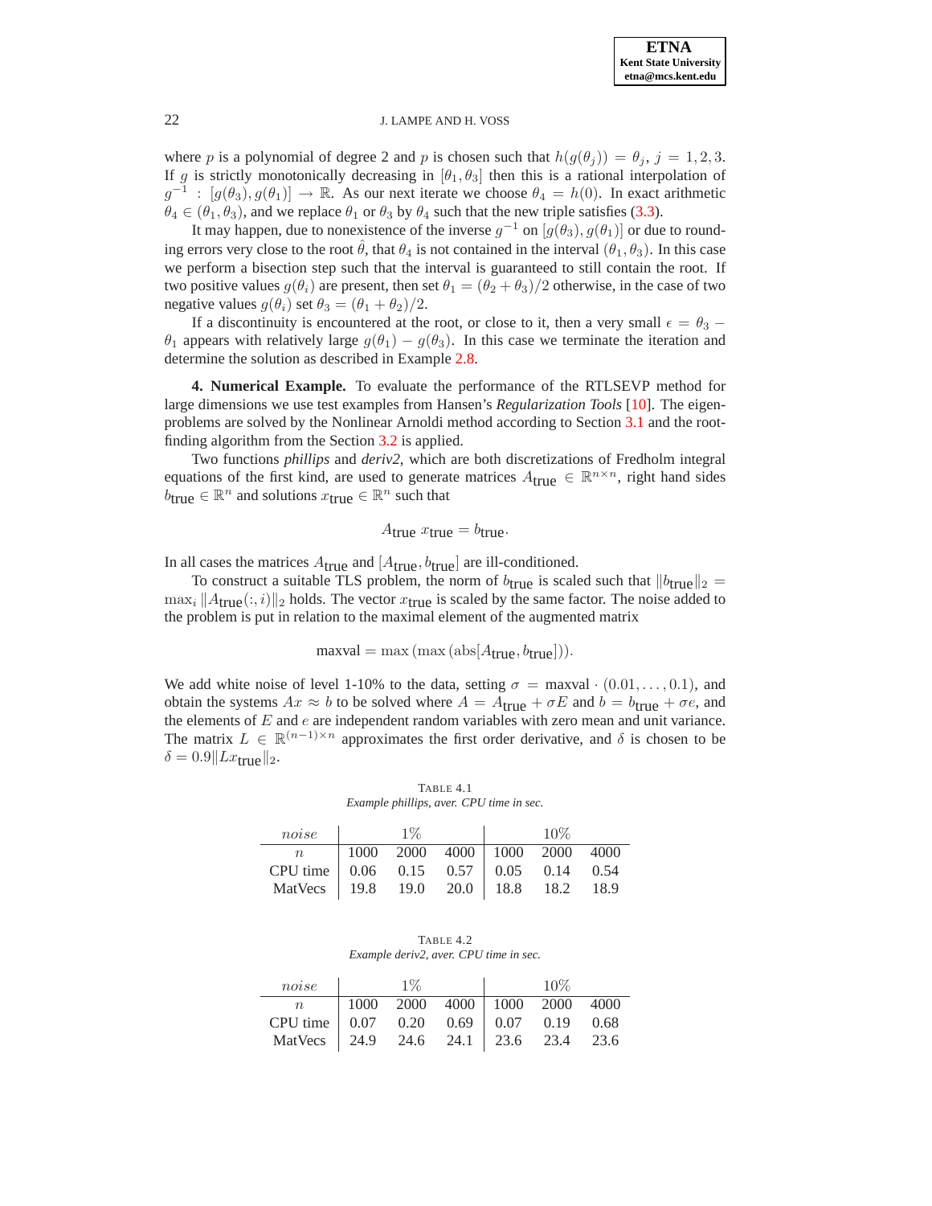where $p$ is a polynomial of degree 2 and $p$ is chosen such that $h(g(\theta_j)) = \theta_j$, $j = 1, 2, 3$. If $g$ is strictly monotonically decreasing in $[\theta_1, \theta_3]$ then this is a rational interpolation of $g^{-1} : [g(\theta_3), g(\theta_1)] \to \mathbb{R}$. As our next iterate we choose $\theta_4 = h(0)$. In exact arithmetic $\theta_4 \in (\theta_1, \theta_3)$, and we replace $\theta_1$ or $\theta_3$ by $\theta_4$ such that the new triple satisfies (3.3).

It may happen, due to nonexistence of the inverse $g^{-1}$ on $[g(\theta_3), g(\theta_1)]$ or due to rounding errors very close to the root $\hat{\theta}$, that $\theta_4$ is not contained in the interval $(\theta_1, \theta_3)$. In this case we perform a bisection step such that the interval is guaranteed to still contain the root. If two positive values $g(\theta_i)$ are present, then set $\theta_1 = (\theta_2 + \theta_3)/2$ otherwise, in the case of two negative values $g(\theta_i)$ set $\theta_3 = (\theta_1 + \theta_2)/2$.

If a discontinuity is encountered at the root, or close to it, then a very small $\epsilon = \theta_3 - \theta_1$ appears with relatively large $g(\theta_1) - g(\theta_3)$. In this case we terminate the iteration and determine the solution as described in Example 2.8.

**4. Numerical Example.** To evaluate the performance of the RTLSEVP method for large dimensions we use test examples from Hansen's *Regularization Tools* [10]. The eigenproblems are solved by the Nonlinear Arnoldi method according to Section 3.1 and the root-finding algorithm from the Section 3.2 is applied.

Two functions *phillips* and *deriv2*, which are both discretizations of Fredholm integral equations of the first kind, are used to generate matrices $A_{\text{true}} \in \mathbb{R}^{n \times n}$, right hand sides $b_{\text{true}} \in \mathbb{R}^n$ and solutions $x_{\text{true}} \in \mathbb{R}^n$ such that

$$A_{\text{true}}\, x_{\text{true}} = b_{\text{true}}.$$

In all cases the matrices $A_{\text{true}}$ and $[A_{\text{true}}, b_{\text{true}}]$ are ill-conditioned.

To construct a suitable TLS problem, the norm of $b_{\text{true}}$ is scaled such that $\|b_{\text{true}}\|_2 = \max_i \|A_{\text{true}}(:,i)\|_2$ holds. The vector $x_{\text{true}}$ is scaled by the same factor. The noise added to the problem is put in relation to the maximal element of the augmented matrix

$$\text{maxval} = \max\left(\max\left(\text{abs}[A_{\text{true}}, b_{\text{true}}]\right)\right).$$

We add white noise of level 1-10% to the data, setting $\sigma = \text{maxval} \cdot (0.01, \ldots, 0.1)$, and obtain the systems $Ax \approx b$ to be solved where $A = A_{\text{true}} + \sigma E$ and $b = b_{\text{true}} + \sigma e$, and the elements of $E$ and $e$ are independent random variables with zero mean and unit variance. The matrix $L \in \mathbb{R}^{(n-1) \times n}$ approximates the first order derivative, and $\delta$ is chosen to be $\delta = 0.9\|Lx_{\text{true}}\|_2$.

TABLE 4.1
*Example phillips, aver. CPU time in sec.*

| *noise* | 1% | | | 10% | | |
|---|---|---|---|---|---|---|
| $n$ | 1000 | 2000 | 4000 | 1000 | 2000 | 4000 |
| CPU time | 0.06 | 0.15 | 0.57 | 0.05 | 0.14 | 0.54 |
| MatVecs | 19.8 | 19.0 | 20.0 | 18.8 | 18.2 | 18.9 |

TABLE 4.2
*Example deriv2, aver. CPU time in sec.*

| *noise* | 1% | | | 10% | | |
|---|---|---|---|---|---|---|
| $n$ | 1000 | 2000 | 4000 | 1000 | 2000 | 4000 |
| CPU time | 0.07 | 0.20 | 0.69 | 0.07 | 0.19 | 0.68 |
| MatVecs | 24.9 | 24.6 | 24.1 | 23.6 | 23.4 | 23.6 |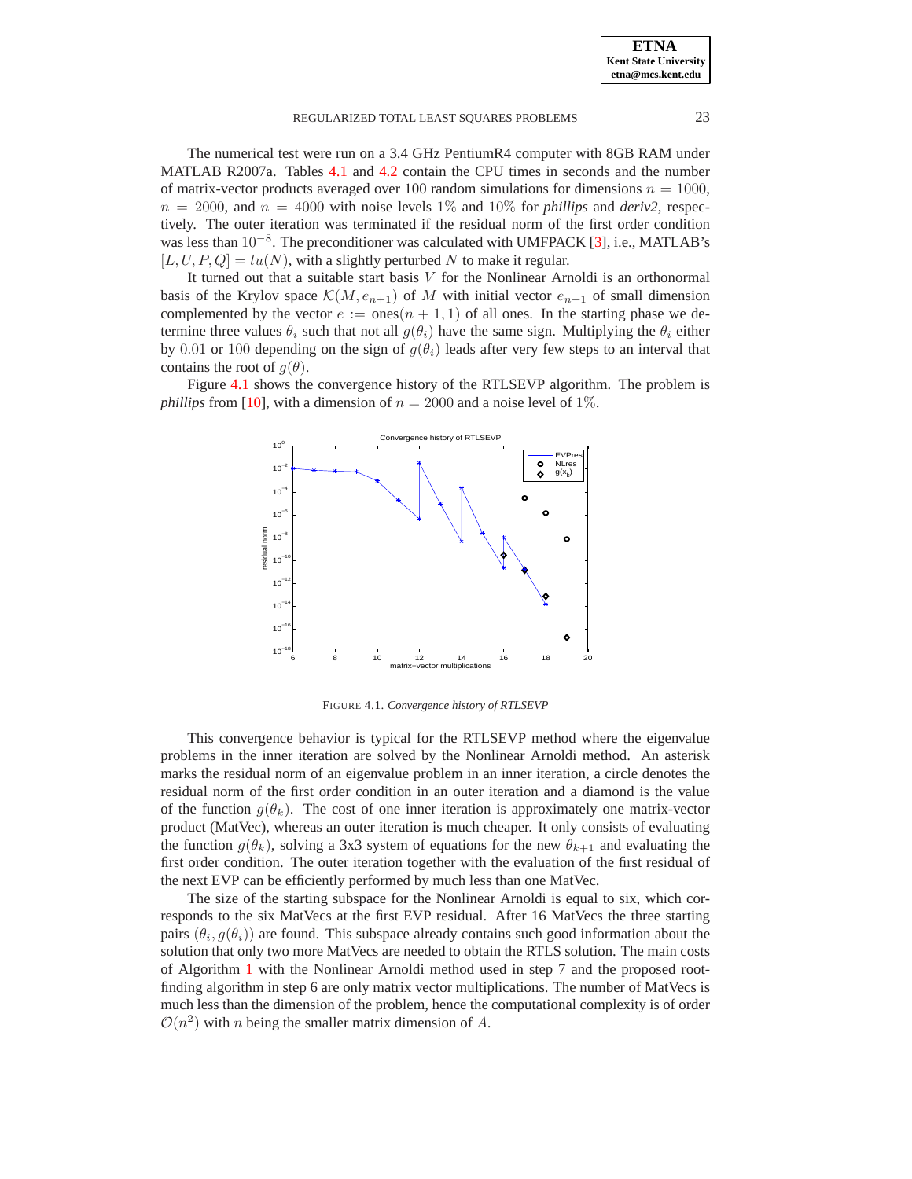The numerical test were run on a 3.4 GHz PentiumR4 computer with 8GB RAM under MATLAB R2007a. Tables 4.1 and 4.2 contain the CPU times in seconds and the number of matrix-vector products averaged over 100 random simulations for dimensions $n = 1000$, $n = 2000$, and $n = 4000$ with noise levels $1\%$ and $10\%$ for *phillips* and *deriv2*, respectively. The outer iteration was terminated if the residual norm of the first order condition was less than $10^{-8}$. The preconditioner was calculated with UMFPACK [3], i.e., MATLAB's $[L, U, P, Q] = lu(N)$, with a slightly perturbed $N$ to make it regular.

It turned out that a suitable start basis $V$ for the Nonlinear Arnoldi is an orthonormal basis of the Krylov space $\mathcal{K}(M, e_{n+1})$ of $M$ with initial vector $e_{n+1}$ of small dimension complemented by the vector $e := \text{ones}(n + 1, 1)$ of all ones. In the starting phase we determine three values $\theta_i$ such that not all $g(\theta_i)$ have the same sign. Multiplying the $\theta_i$ either by $0.01$ or $100$ depending on the sign of $g(\theta_i)$ leads after very few steps to an interval that contains the root of $g(\theta)$.

Figure 4.1 shows the convergence history of the RTLSEVP algorithm. The problem is *phillips* from [10], with a dimension of $n = 2000$ and a noise level of $1\%$.

FIGURE 4.1. *Convergence history of RTLSEVP*

This convergence behavior is typical for the RTLSEVP method where the eigenvalue problems in the inner iteration are solved by the Nonlinear Arnoldi method. An asterisk marks the residual norm of an eigenvalue problem in an inner iteration, a circle denotes the residual norm of the first order condition in an outer iteration and a diamond is the value of the function $g(\theta_k)$. The cost of one inner iteration is approximately one matrix-vector product (MatVec), whereas an outer iteration is much cheaper. It only consists of evaluating the function $g(\theta_k)$, solving a 3x3 system of equations for the new $\theta_{k+1}$ and evaluating the first order condition. The outer iteration together with the evaluation of the first residual of the next EVP can be efficiently performed by much less than one MatVec.

The size of the starting subspace for the Nonlinear Arnoldi is equal to six, which corresponds to the six MatVecs at the first EVP residual. After 16 MatVecs the three starting pairs $(\theta_i, g(\theta_i))$ are found. This subspace already contains such good information about the solution that only two more MatVecs are needed to obtain the RTLS solution. The main costs of Algorithm 1 with the Nonlinear Arnoldi method used in step 7 and the proposed root-finding algorithm in step 6 are only matrix vector multiplications. The number of MatVecs is much less than the dimension of the problem, hence the computational complexity is of order $\mathcal{O}(n^2)$ with $n$ being the smaller matrix dimension of $A$.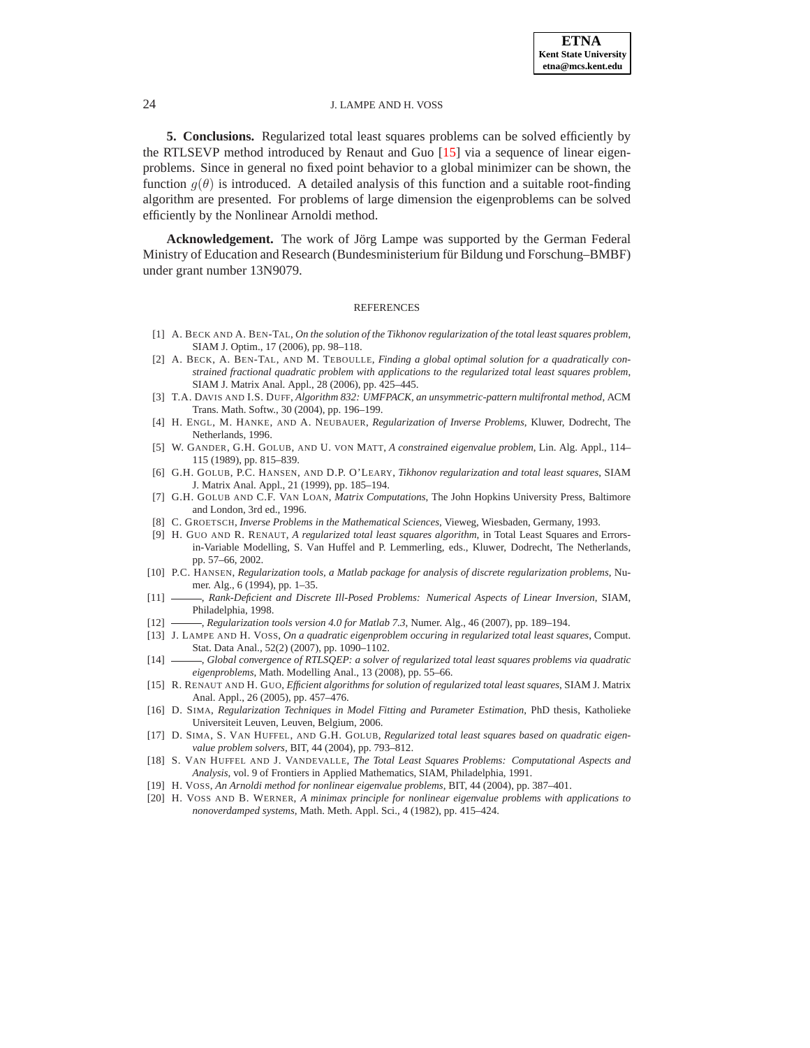**5. Conclusions.** Regularized total least squares problems can be solved efficiently by the RTLSEVP method introduced by Renaut and Guo [15] via a sequence of linear eigenproblems. Since in general no fixed point behavior to a global minimizer can be shown, the function $g(\theta)$ is introduced. A detailed analysis of this function and a suitable root-finding algorithm are presented. For problems of large dimension the eigenproblems can be solved efficiently by the Nonlinear Arnoldi method.

**Acknowledgement.** The work of Jörg Lampe was supported by the German Federal Ministry of Education and Research (Bundesministerium für Bildung und Forschung–BMBF) under grant number 13N9079.

## REFERENCES

[1] A. Beck and A. Ben-Tal, *On the solution of the Tikhonov regularization of the total least squares problem*, SIAM J. Optim., 17 (2006), pp. 98–118.

[2] A. Beck, A. Ben-Tal, and M. Teboulle, *Finding a global optimal solution for a quadratically constrained fractional quadratic problem with applications to the regularized total least squares problem*, SIAM J. Matrix Anal. Appl., 28 (2006), pp. 425–445.

[3] T.A. Davis and I.S. Duff, *Algorithm 832: UMFPACK, an unsymmetric-pattern multifrontal method*, ACM Trans. Math. Softw., 30 (2004), pp. 196–199.

[4] H. Engl, M. Hanke, and A. Neubauer, *Regularization of Inverse Problems*, Kluwer, Dodrecht, The Netherlands, 1996.

[5] W. Gander, G.H. Golub, and U. von Matt, *A constrained eigenvalue problem*, Lin. Alg. Appl., 114–115 (1989), pp. 815–839.

[6] G.H. Golub, P.C. Hansen, and D.P. O'Leary, *Tikhonov regularization and total least squares*, SIAM J. Matrix Anal. Appl., 21 (1999), pp. 185–194.

[7] G.H. Golub and C.F. Van Loan, *Matrix Computations*, The John Hopkins University Press, Baltimore and London, 3rd ed., 1996.

[8] C. Groetsch, *Inverse Problems in the Mathematical Sciences*, Vieweg, Wiesbaden, Germany, 1993.

[9] H. Guo and R. Renaut, *A regularized total least squares algorithm*, in Total Least Squares and Errors-in-Variable Modelling, S. Van Huffel and P. Lemmerling, eds., Kluwer, Dodrecht, The Netherlands, pp. 57–66, 2002.

[10] P.C. Hansen, *Regularization tools, a Matlab package for analysis of discrete regularization problems*, Numer. Alg., 6 (1994), pp. 1–35.

[11] ———, *Rank-Deficient and Discrete Ill-Posed Problems: Numerical Aspects of Linear Inversion*, SIAM, Philadelphia, 1998.

[12] ———, *Regularization tools version 4.0 for Matlab 7.3*, Numer. Alg., 46 (2007), pp. 189–194.

[13] J. Lampe and H. Voss, *On a quadratic eigenproblem occuring in regularized total least squares*, Comput. Stat. Data Anal., 52(2) (2007), pp. 1090–1102.

[14] ———, *Global convergence of RTLSQEP: a solver of regularized total least squares problems via quadratic eigenproblems*, Math. Modelling Anal., 13 (2008), pp. 55–66.

[15] R. Renaut and H. Guo, *Efficient algorithms for solution of regularized total least squares*, SIAM J. Matrix Anal. Appl., 26 (2005), pp. 457–476.

[16] D. Sima, *Regularization Techniques in Model Fitting and Parameter Estimation*, PhD thesis, Katholieke Universiteit Leuven, Leuven, Belgium, 2006.

[17] D. Sima, S. Van Huffel, and G.H. Golub, *Regularized total least squares based on quadratic eigenvalue problem solvers*, BIT, 44 (2004), pp. 793–812.

[18] S. Van Huffel and J. Vandevalle, *The Total Least Squares Problems: Computational Aspects and Analysis*, vol. 9 of Frontiers in Applied Mathematics, SIAM, Philadelphia, 1991.

[19] H. Voss, *An Arnoldi method for nonlinear eigenvalue problems*, BIT, 44 (2004), pp. 387–401.

[20] H. Voss and B. Werner, *A minimax principle for nonlinear eigenvalue problems with applications to nonoverdamped systems*, Math. Meth. Appl. Sci., 4 (1982), pp. 415–424.